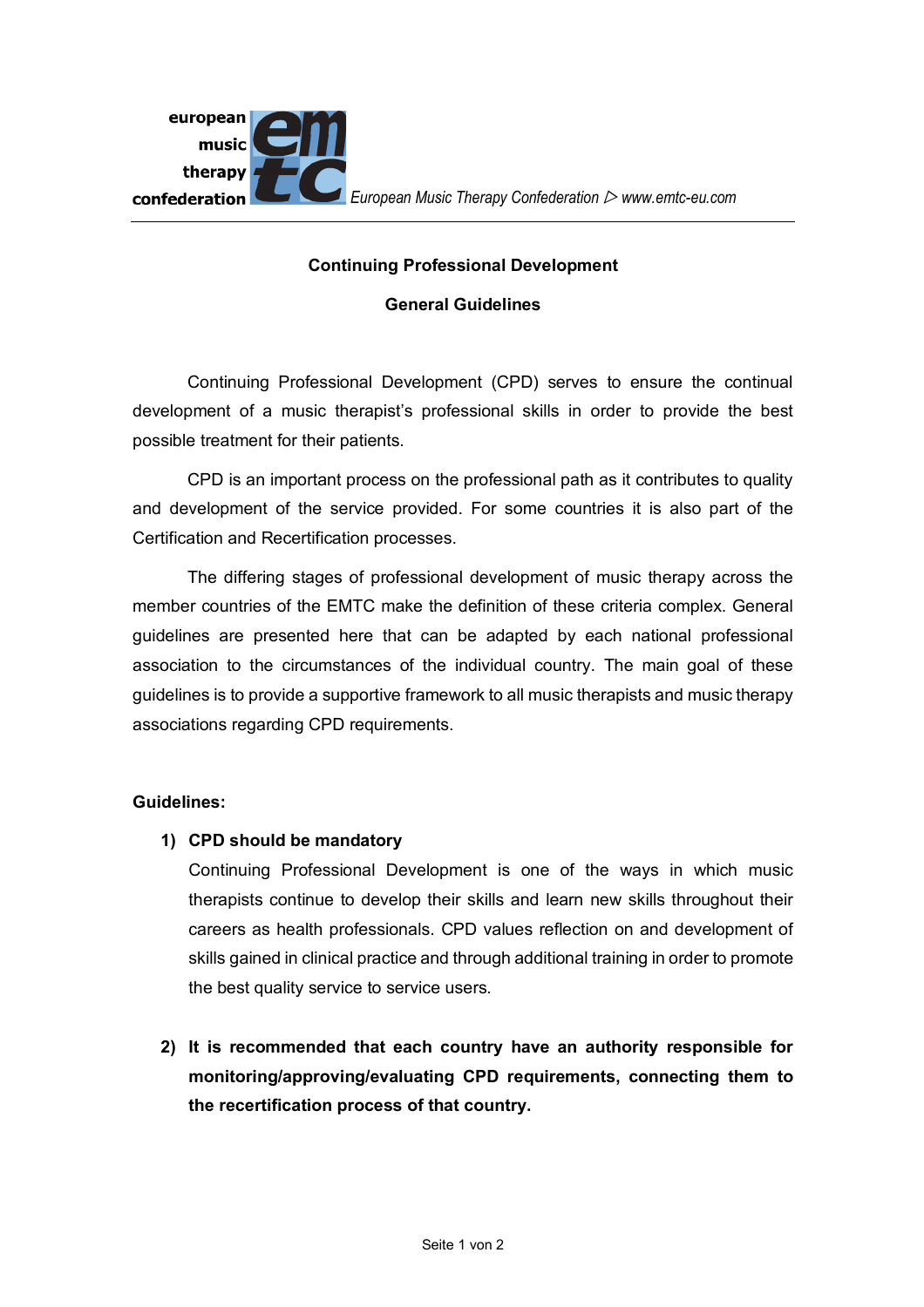European Music Therapy Confederation ▷ www.emtc-eu.com

## Continuing Professional Development

## General Guidelines

Continuing Professional Development (CPD) serves to ensure the continual development of a music therapist's professional skills in order to provide the best possible treatment for their patients.

CPD is an important process on the professional path as it contributes to quality and development of the service provided. For some countries it is also part of the Certification and Recertification processes.

The differing stages of professional development of music therapy across the member countries of the EMTC make the definition of these criteria complex. General guidelines are presented here that can be adapted by each national professional association to the circumstances of the individual country. The main goal of these guidelines is to provide a supportive framework to all music therapists and music therapy associations regarding CPD requirements.

**Guidelines:**

1) **CPD should be mandatory**
   Continuing Professional Development is one of the ways in which music therapists continue to develop their skills and learn new skills throughout their careers as health professionals. CPD values reflection on and development of skills gained in clinical practice and through additional training in order to promote the best quality service to service users.

2) **It is recommended that each country have an authority responsible for monitoring/approving/evaluating CPD requirements, connecting them to the recertification process of that country.**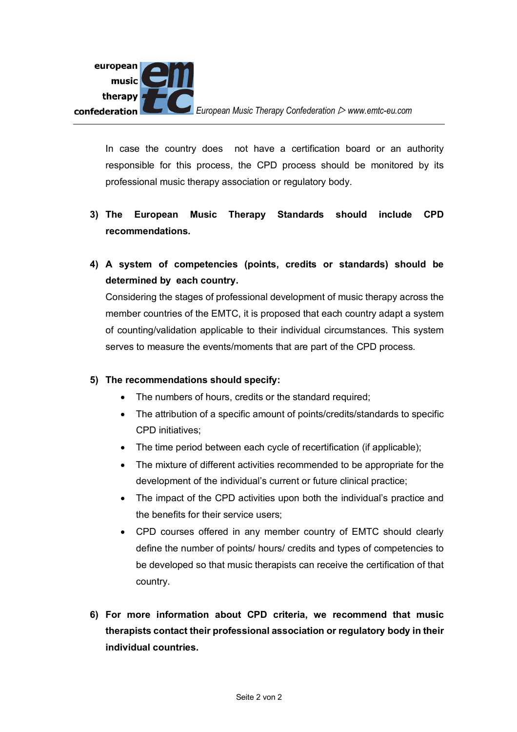In case the country does not have a certification board or an authority responsible for this process, the CPD process should be monitored by its professional music therapy association or regulatory body.

3) **The European Music Therapy Standards should include CPD recommendations.**

4) **A system of competencies (points, credits or standards) should be determined by each country.**
   Considering the stages of professional development of music therapy across the member countries of the EMTC, it is proposed that each country adapt a system of counting/validation applicable to their individual circumstances. This system serves to measure the events/moments that are part of the CPD process.

5) **The recommendations should specify:**
   - The numbers of hours, credits or the standard required;
   - The attribution of a specific amount of points/credits/standards to specific CPD initiatives;
   - The time period between each cycle of recertification (if applicable);
   - The mixture of different activities recommended to be appropriate for the development of the individual's current or future clinical practice;
   - The impact of the CPD activities upon both the individual's practice and the benefits for their service users;
   - CPD courses offered in any member country of EMTC should clearly define the number of points/ hours/ credits and types of competencies to be developed so that music therapists can receive the certification of that country.

6) **For more information about CPD criteria, we recommend that music therapists contact their professional association or regulatory body in their individual countries.**